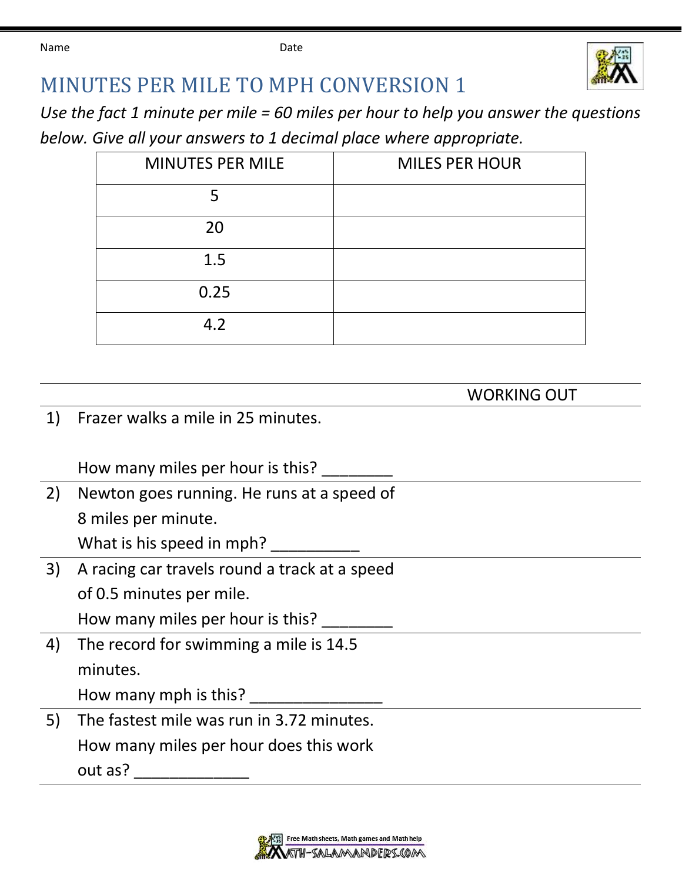Name Date

# MINUTES PER MILE TO MPH CONVERSION 1

*Use the fact 1 minute per mile = 60 miles per hour to help you answer the questions below. Give all your answers to 1 decimal place where appropriate.*

| MINUTES PER MILE | MILES PER HOUR |
|---|---|
| 5 | |
| 20 | |
| 1.5 | |
| 0.25 | |
| 4.2 | |

WORKING OUT

1) Frazer walks a mile in 25 minutes.

   How many miles per hour is this? ________

2) Newton goes running. He runs at a speed of 8 miles per minute.

   What is his speed in mph? __________

3) A racing car travels round a track at a speed of 0.5 minutes per mile.

   How many miles per hour is this? ________

4) The record for swimming a mile is 14.5 minutes.

   How many mph is this? _______________

5) The fastest mile was run in 3.72 minutes.

   How many miles per hour does this work out as? _____________

Free Math sheets, Math games and Math help
MATH-SALAMANDERS.COM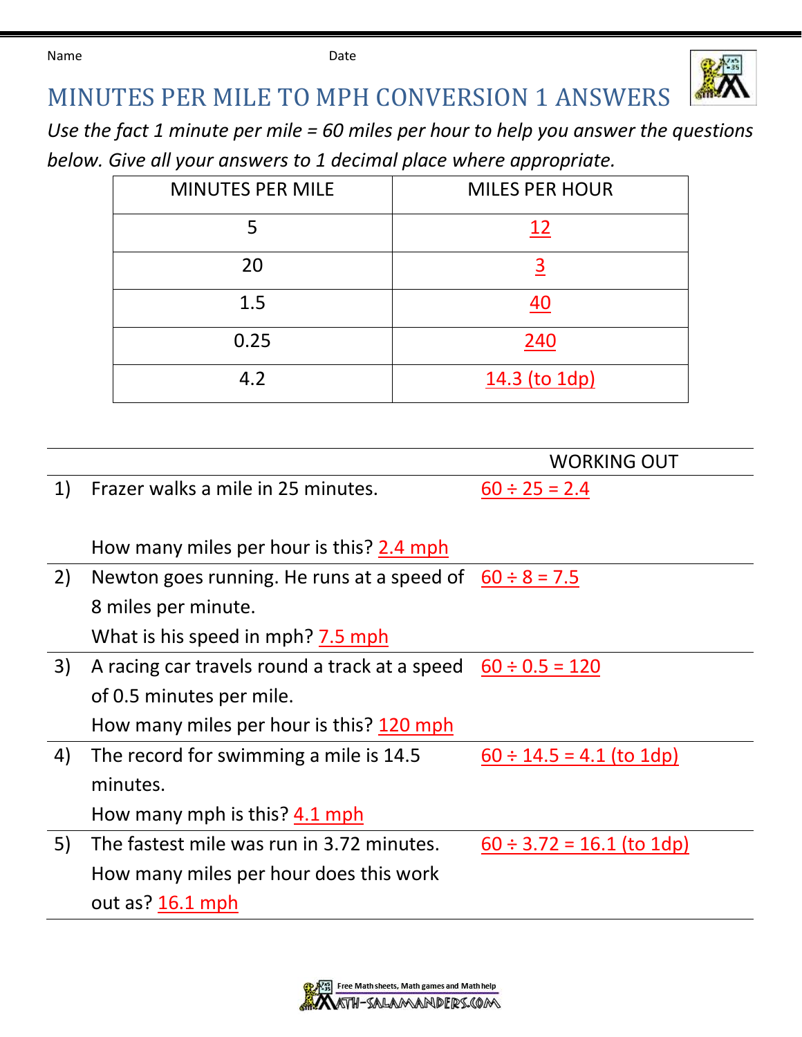Name Date

# MINUTES PER MILE TO MPH CONVERSION 1 ANSWERS

*Use the fact 1 minute per mile = 60 miles per hour to help you answer the questions below. Give all your answers to 1 decimal place where appropriate.*

| MINUTES PER MILE | MILES PER HOUR |
|---|---|
| 5 | 12 |
| 20 | 3 |
| 1.5 | 40 |
| 0.25 | 240 |
| 4.2 | 14.3 (to 1dp) |

| | | WORKING OUT |
|---|---|---|
| 1) | Frazer walks a mile in 25 minutes. How many miles per hour is this? 2.4 mph | $60 \div 25 = 2.4$ |
| 2) | Newton goes running. He runs at a speed of 8 miles per minute. What is his speed in mph? 7.5 mph | $60 \div 8 = 7.5$ |
| 3) | A racing car travels round a track at a speed of 0.5 minutes per mile. How many miles per hour is this? 120 mph | $60 \div 0.5 = 120$ |
| 4) | The record for swimming a mile is 14.5 minutes. How many mph is this? 4.1 mph | $60 \div 14.5 = 4.1$ (to 1dp) |
| 5) | The fastest mile was run in 3.72 minutes. How many miles per hour does this work out as? 16.1 mph | $60 \div 3.72 = 16.1$ (to 1dp) |

Free Math sheets, Math games and Math help
MATH-SALAMANDERS.COM